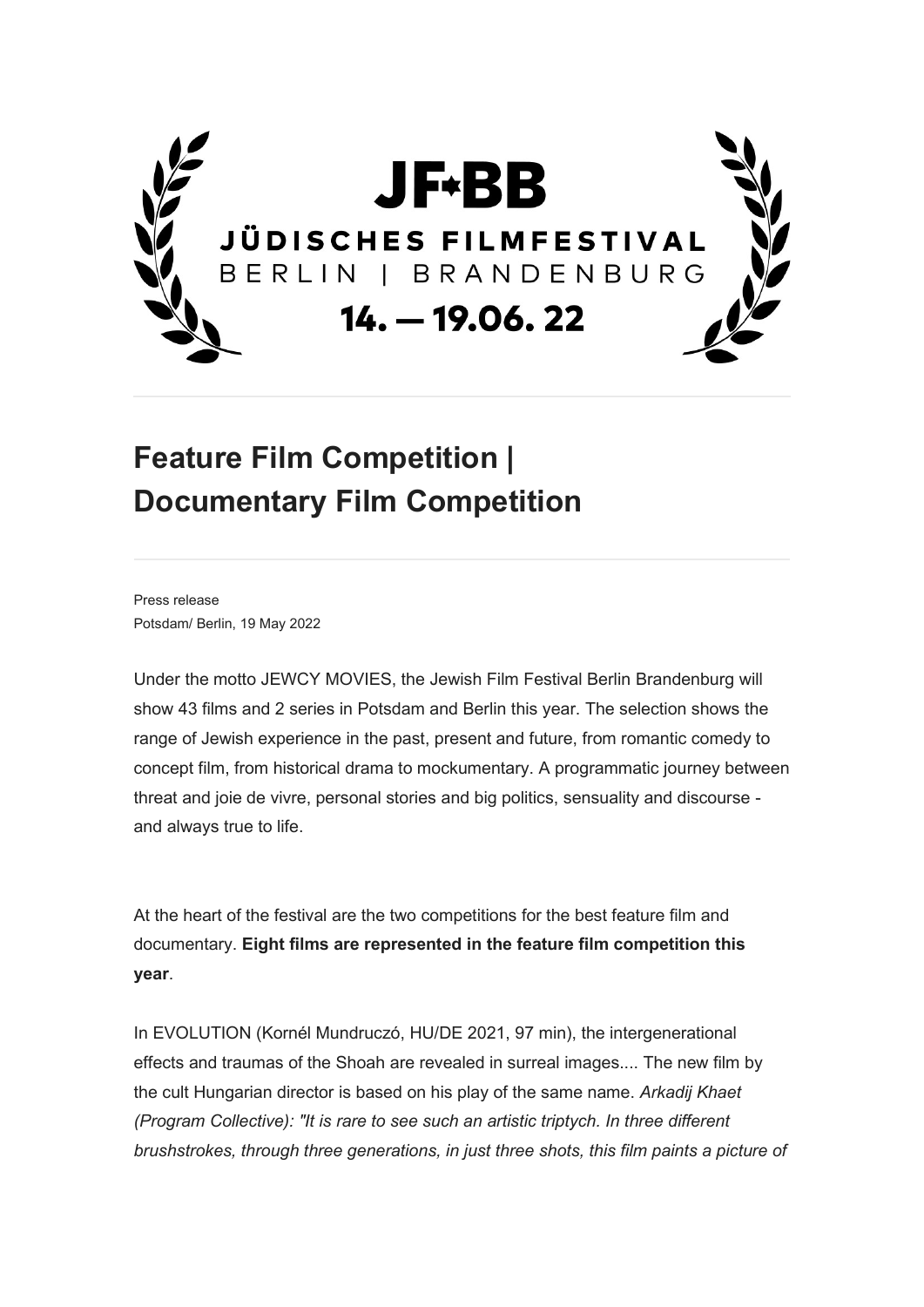JF✡BB

JÜDISCHES FILMFESTIVAL

BERLIN | BRANDENBURG

14. — 19.06. 22

# Feature Film Competition | Documentary Film Competition

Press release
Potsdam/ Berlin, 19 May 2022

Under the motto JEWCY MOVIES, the Jewish Film Festival Berlin Brandenburg will show 43 films and 2 series in Potsdam and Berlin this year. The selection shows the range of Jewish experience in the past, present and future, from romantic comedy to concept film, from historical drama to mockumentary. A programmatic journey between threat and joie de vivre, personal stories and big politics, sensuality and discourse - and always true to life.

At the heart of the festival are the two competitions for the best feature film and documentary. **Eight films are represented in the feature film competition this year**.

In EVOLUTION (Kornél Mundruczó, HU/DE 2021, 97 min), the intergenerational effects and traumas of the Shoah are revealed in surreal images.... The new film by the cult Hungarian director is based on his play of the same name. *Arkadij Khaet (Program Collective): "It is rare to see such an artistic triptych. In three different brushstrokes, through three generations, in just three shots, this film paints a picture of*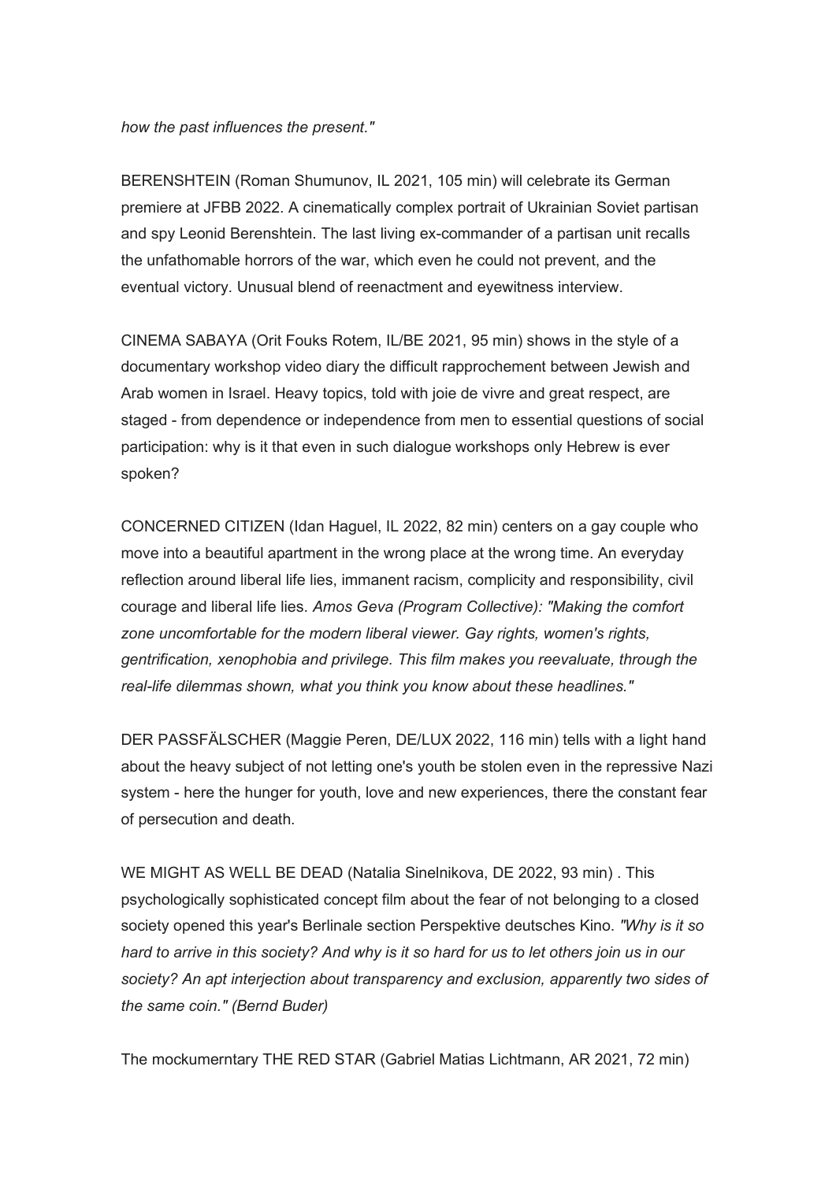*how the past influences the present."*

BERENSHTEIN (Roman Shumunov, IL 2021, 105 min) will celebrate its German premiere at JFBB 2022. A cinematically complex portrait of Ukrainian Soviet partisan and spy Leonid Berenshtein. The last living ex-commander of a partisan unit recalls the unfathomable horrors of the war, which even he could not prevent, and the eventual victory. Unusual blend of reenactment and eyewitness interview.

CINEMA SABAYA (Orit Fouks Rotem, IL/BE 2021, 95 min) shows in the style of a documentary workshop video diary the difficult rapprochement between Jewish and Arab women in Israel. Heavy topics, told with joie de vivre and great respect, are staged - from dependence or independence from men to essential questions of social participation: why is it that even in such dialogue workshops only Hebrew is ever spoken?

CONCERNED CITIZEN (Idan Haguel, IL 2022, 82 min) centers on a gay couple who move into a beautiful apartment in the wrong place at the wrong time. An everyday reflection around liberal life lies, immanent racism, complicity and responsibility, civil courage and liberal life lies. *Amos Geva (Program Collective): "Making the comfort zone uncomfortable for the modern liberal viewer. Gay rights, women's rights, gentrification, xenophobia and privilege. This film makes you reevaluate, through the real-life dilemmas shown, what you think you know about these headlines."*

DER PASSFÄLSCHER (Maggie Peren, DE/LUX 2022, 116 min) tells with a light hand about the heavy subject of not letting one's youth be stolen even in the repressive Nazi system - here the hunger for youth, love and new experiences, there the constant fear of persecution and death.

WE MIGHT AS WELL BE DEAD (Natalia Sinelnikova, DE 2022, 93 min) . This psychologically sophisticated concept film about the fear of not belonging to a closed society opened this year's Berlinale section Perspektive deutsches Kino. *"Why is it so hard to arrive in this society? And why is it so hard for us to let others join us in our society? An apt interjection about transparency and exclusion, apparently two sides of the same coin." (Bernd Buder)*

The mockumerntary THE RED STAR (Gabriel Matias Lichtmann, AR 2021, 72 min)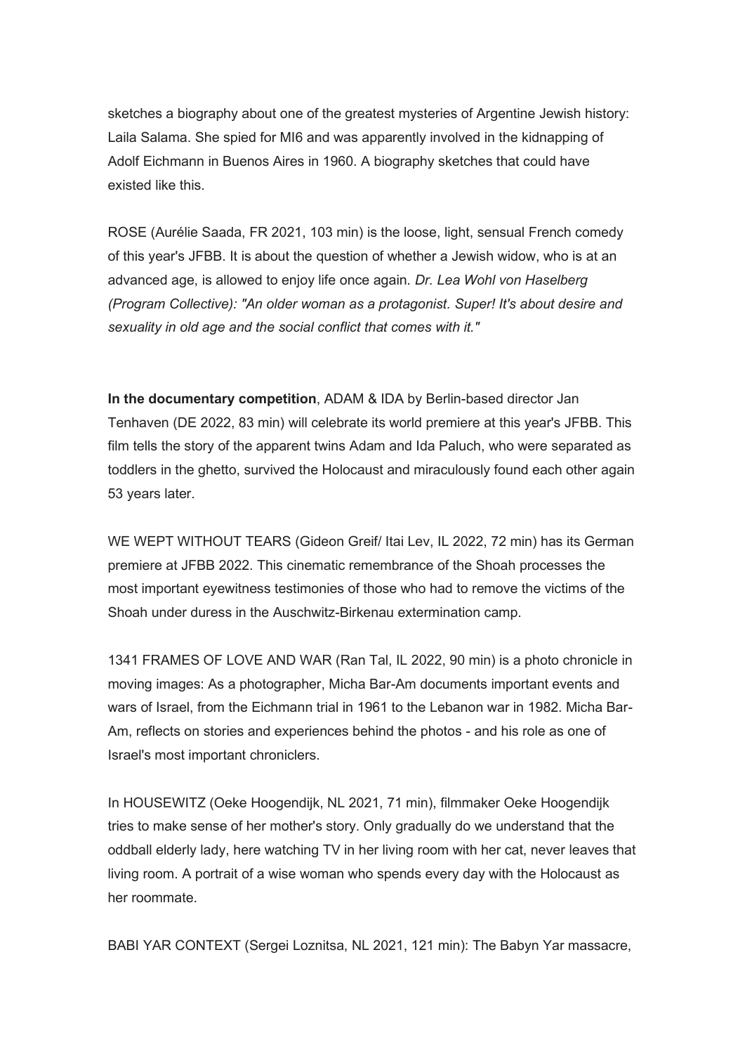sketches a biography about one of the greatest mysteries of Argentine Jewish history: Laila Salama. She spied for MI6 and was apparently involved in the kidnapping of Adolf Eichmann in Buenos Aires in 1960. A biography sketches that could have existed like this.

ROSE (Aurélie Saada, FR 2021, 103 min) is the loose, light, sensual French comedy of this year's JFBB. It is about the question of whether a Jewish widow, who is at an advanced age, is allowed to enjoy life once again. *Dr. Lea Wohl von Haselberg (Program Collective): "An older woman as a protagonist. Super! It's about desire and sexuality in old age and the social conflict that comes with it."*

**In the documentary competition**, ADAM & IDA by Berlin-based director Jan Tenhaven (DE 2022, 83 min) will celebrate its world premiere at this year's JFBB. This film tells the story of the apparent twins Adam and Ida Paluch, who were separated as toddlers in the ghetto, survived the Holocaust and miraculously found each other again 53 years later.

WE WEPT WITHOUT TEARS (Gideon Greif/ Itai Lev, IL 2022, 72 min) has its German premiere at JFBB 2022. This cinematic remembrance of the Shoah processes the most important eyewitness testimonies of those who had to remove the victims of the Shoah under duress in the Auschwitz-Birkenau extermination camp.

1341 FRAMES OF LOVE AND WAR (Ran Tal, IL 2022, 90 min) is a photo chronicle in moving images: As a photographer, Micha Bar-Am documents important events and wars of Israel, from the Eichmann trial in 1961 to the Lebanon war in 1982. Micha Bar-Am, reflects on stories and experiences behind the photos - and his role as one of Israel's most important chroniclers.

In HOUSEWITZ (Oeke Hoogendijk, NL 2021, 71 min), filmmaker Oeke Hoogendijk tries to make sense of her mother's story. Only gradually do we understand that the oddball elderly lady, here watching TV in her living room with her cat, never leaves that living room. A portrait of a wise woman who spends every day with the Holocaust as her roommate.

BABI YAR CONTEXT (Sergei Loznitsa, NL 2021, 121 min): The Babyn Yar massacre,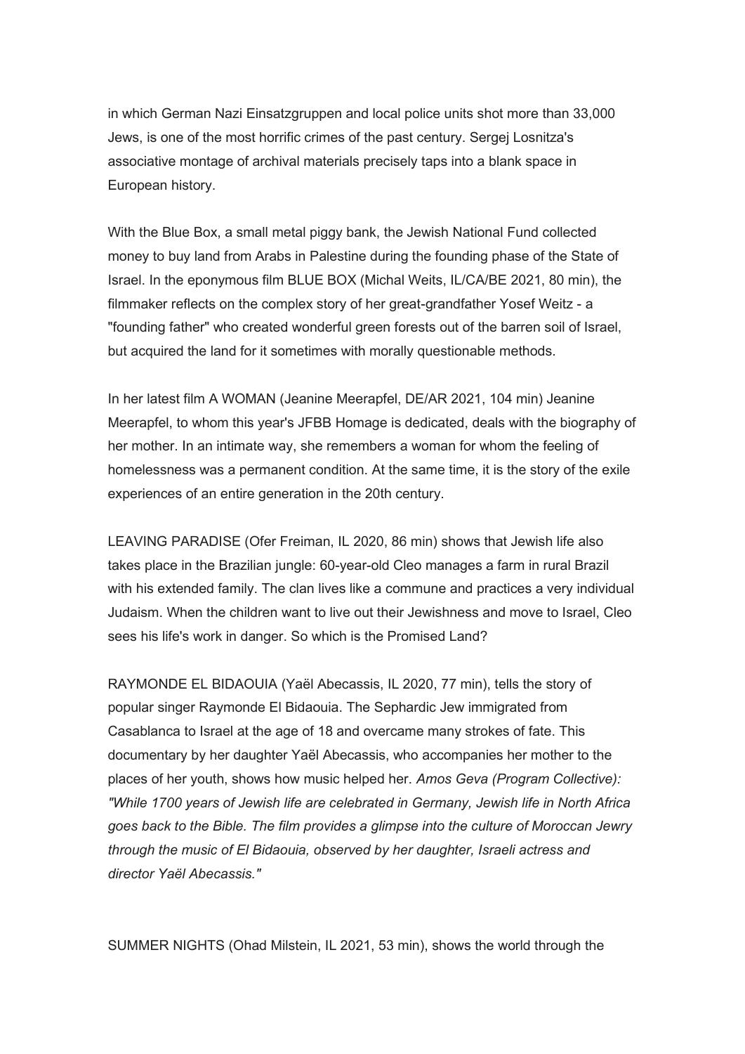in which German Nazi Einsatzgruppen and local police units shot more than 33,000 Jews, is one of the most horrific crimes of the past century. Sergej Losnitza's associative montage of archival materials precisely taps into a blank space in European history.

With the Blue Box, a small metal piggy bank, the Jewish National Fund collected money to buy land from Arabs in Palestine during the founding phase of the State of Israel. In the eponymous film BLUE BOX (Michal Weits, IL/CA/BE 2021, 80 min), the filmmaker reflects on the complex story of her great-grandfather Yosef Weitz - a "founding father" who created wonderful green forests out of the barren soil of Israel, but acquired the land for it sometimes with morally questionable methods.

In her latest film A WOMAN (Jeanine Meerapfel, DE/AR 2021, 104 min) Jeanine Meerapfel, to whom this year's JFBB Homage is dedicated, deals with the biography of her mother. In an intimate way, she remembers a woman for whom the feeling of homelessness was a permanent condition. At the same time, it is the story of the exile experiences of an entire generation in the 20th century.

LEAVING PARADISE (Ofer Freiman, IL 2020, 86 min) shows that Jewish life also takes place in the Brazilian jungle: 60-year-old Cleo manages a farm in rural Brazil with his extended family. The clan lives like a commune and practices a very individual Judaism. When the children want to live out their Jewishness and move to Israel, Cleo sees his life's work in danger. So which is the Promised Land?

RAYMONDE EL BIDAOUIA (Yaël Abecassis, IL 2020, 77 min), tells the story of popular singer Raymonde El Bidaouia. The Sephardic Jew immigrated from Casablanca to Israel at the age of 18 and overcame many strokes of fate. This documentary by her daughter Yaël Abecassis, who accompanies her mother to the places of her youth, shows how music helped her. *Amos Geva (Program Collective): "While 1700 years of Jewish life are celebrated in Germany, Jewish life in North Africa goes back to the Bible. The film provides a glimpse into the culture of Moroccan Jewry through the music of El Bidaouia, observed by her daughter, Israeli actress and director Yaël Abecassis."*

SUMMER NIGHTS (Ohad Milstein, IL 2021, 53 min), shows the world through the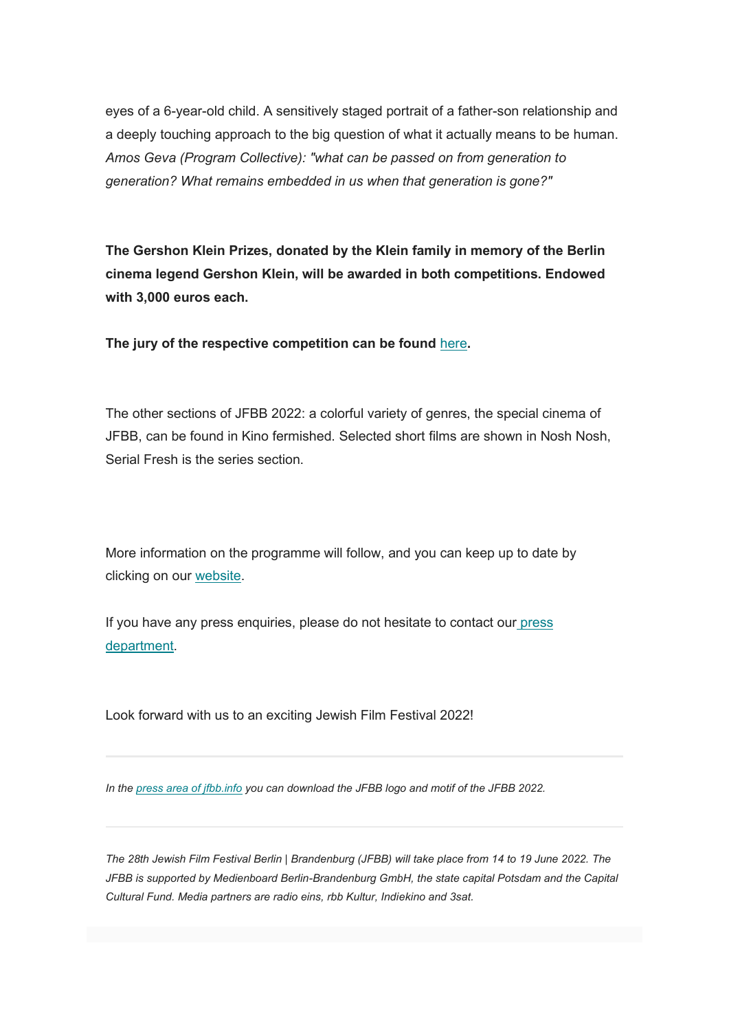eyes of a 6-year-old child. A sensitively staged portrait of a father-son relationship and a deeply touching approach to the big question of what it actually means to be human. *Amos Geva (Program Collective): "what can be passed on from generation to generation? What remains embedded in us when that generation is gone?"*

**The Gershon Klein Prizes, donated by the Klein family in memory of the Berlin cinema legend Gershon Klein, will be awarded in both competitions. Endowed with 3,000 euros each.**

**The jury of the respective competition can be found here.**

The other sections of JFBB 2022: a colorful variety of genres, the special cinema of JFBB, can be found in Kino fermished. Selected short films are shown in Nosh Nosh, Serial Fresh is the series section.

More information on the programme will follow, and you can keep up to date by clicking on our website.

If you have any press enquiries, please do not hesitate to contact our press department.

Look forward with us to an exciting Jewish Film Festival 2022!

---

*In the press area of jfbb.info you can download the JFBB logo and motif of the JFBB 2022.*

---

*The 28th Jewish Film Festival Berlin | Brandenburg (JFBB) will take place from 14 to 19 June 2022. The JFBB is supported by Medienboard Berlin-Brandenburg GmbH, the state capital Potsdam and the Capital Cultural Fund. Media partners are radio eins, rbb Kultur, Indiekino and 3sat.*